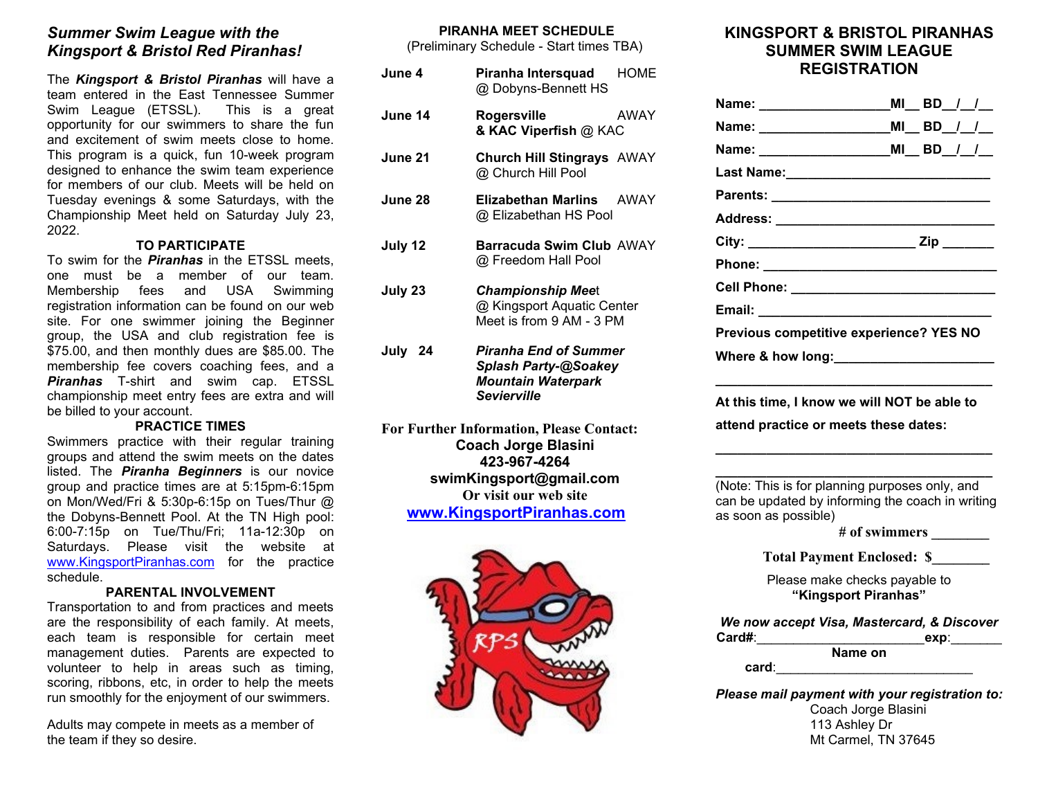## *Summer Swim League with the Kingsport & Bristol Red Piranhas!*

The ***Kingsport & Bristol Piranhas*** will have a team entered in the East Tennessee Summer Swim League (ETSSL). This is a great opportunity for our swimmers to share the fun and excitement of swim meets close to home. This program is a quick, fun 10-week program designed to enhance the swim team experience for members of our club. Meets will be held on Tuesday evenings & some Saturdays, with the Championship Meet held on Saturday July 23, 2022.

**TO PARTICIPATE**

To swim for the ***Piranhas*** in the ETSSL meets, one must be a member of our team. Membership fees and USA Swimming registration information can be found on our web site. For one swimmer joining the Beginner group, the USA and club registration fee is $75.00, and then monthly dues are $85.00. The membership fee covers coaching fees, and a ***Piranhas*** T-shirt and swim cap. ETSSL championship meet entry fees are extra and will be billed to your account.

**PRACTICE TIMES**

Swimmers practice with their regular training groups and attend the swim meets on the dates listed. The ***Piranha Beginners*** is our novice group and practice times are at 5:15pm-6:15pm on Mon/Wed/Fri & 5:30p-6:15p on Tues/Thur @ the Dobyns-Bennett Pool. At the TN High pool: 6:00-7:15p on Tue/Thu/Fri; 11a-12:30p on Saturdays. Please visit the website at www.KingsportPiranhas.com for the practice schedule.

**PARENTAL INVOLVEMENT**

Transportation to and from practices and meets are the responsibility of each family. At meets, each team is responsible for certain meet management duties. Parents are expected to volunteer to help in areas such as timing, scoring, ribbons, etc, in order to help the meets run smoothly for the enjoyment of our swimmers.

Adults may compete in meets as a member of the team if they so desire.

**PIRANHA MEET SCHEDULE**
(Preliminary Schedule - Start times TBA)

| Date | Meet | |
|---|---|---|
| **June 4** | **Piranha Intersquad** @ Dobyns-Bennett HS | HOME |
| **June 14** | **Rogersville & KAC Viperfish** @ KAC | AWAY |
| **June 21** | **Church Hill Stingrays** @ Church Hill Pool | AWAY |
| **June 28** | **Elizabethan Marlins** @ Elizabethan HS Pool | AWAY |
| **July 12** | **Barracuda Swim Club** @ Freedom Hall Pool | AWAY |
| **July 23** | ***Championship Mee*t** @ Kingsport Aquatic Center Meet is from 9 AM - 3 PM | |
| **July 24** | ***Piranha End of Summer Splash Party-@Soakey Mountain Waterpark Sevierville*** | |

**For Further Information, Please Contact:**
**Coach Jorge Blasini**
**423-967-4264**
**swimKingsport@gmail.com**
**Or visit our web site**
**www.KingsportPiranhas.com**

## KINGSPORT & BRISTOL PIRANHAS SUMMER SWIM LEAGUE REGISTRATION

**Name:** ________________**MI**__ **BD**__/__/__

**Name:** ________________**MI**__ **BD**__/__/__

**Name:** ________________**MI**__ **BD**__/__/__

**Last Name:**___________________________

**Parents:** ____________________________

**Address:** ____________________________

**City:** ______________________ **Zip** _______

**Phone:** ______________________________

**Cell Phone:** ___________________________

**Email:** _______________________________

**Previous competitive experience? YES NO**

**Where & how long:**_____________________

_______________________________________

**At this time, I know we will NOT be able to attend practice or meets these dates:**

_______________________________________

_______________________________________

(Note: This is for planning purposes only, and can be updated by informing the coach in writing as soon as possible)

**# of swimmers** ________

**Total Payment Enclosed: $**________

Please make checks payable to
**"Kingsport Piranhas"**

***We now accept Visa, Mastercard, & Discover***
**Card#**:_______________________**exp**:_______
**Name on card**:___________________________

***Please mail payment with your registration to:***
Coach Jorge Blasini
113 Ashley Dr
Mt Carmel, TN 37645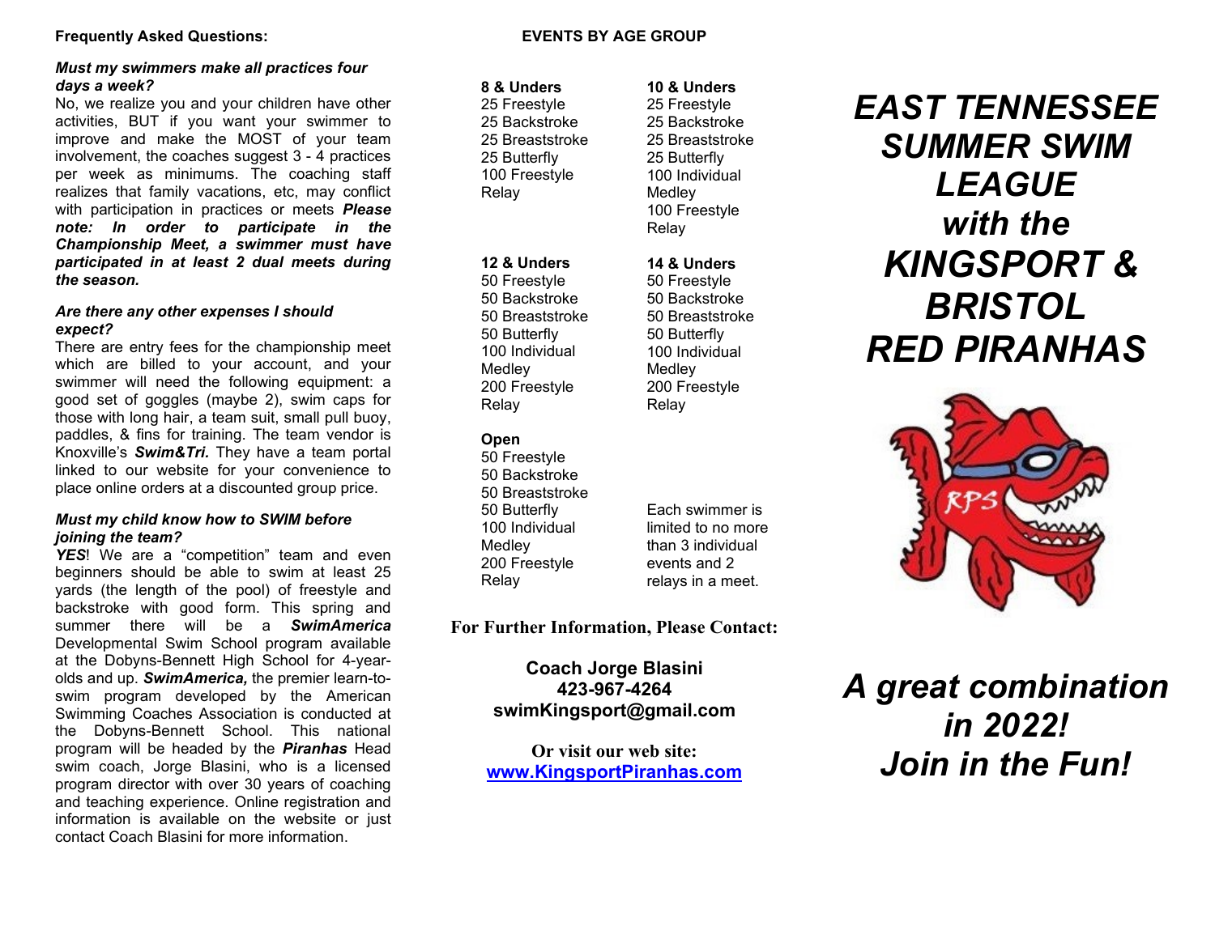**Frequently Asked Questions:**

***Must my swimmers make all practices four days a week?***

No, we realize you and your children have other activities, BUT if you want your swimmer to improve and make the MOST of your team involvement, the coaches suggest 3 - 4 practices per week as minimums. The coaching staff realizes that family vacations, etc, may conflict with participation in practices or meets ***Please note: In order to participate in the Championship Meet, a swimmer must have participated in at least 2 dual meets during the season.***

***Are there any other expenses I should expect?***

There are entry fees for the championship meet which are billed to your account, and your swimmer will need the following equipment: a good set of goggles (maybe 2), swim caps for those with long hair, a team suit, small pull buoy, paddles, & fins for training. The team vendor is Knoxville's ***Swim&Tri.*** They have a team portal linked to our website for your convenience to place online orders at a discounted group price.

***Must my child know how to SWIM before joining the team?***

***YES***! We are a "competition" team and even beginners should be able to swim at least 25 yards (the length of the pool) of freestyle and backstroke with good form. This spring and summer there will be a ***SwimAmerica*** Developmental Swim School program available at the Dobyns-Bennett High School for 4-year-olds and up. ***SwimAmerica,*** the premier learn-to-swim program developed by the American Swimming Coaches Association is conducted at the Dobyns-Bennett School. This national program will be headed by the ***Piranhas*** Head swim coach, Jorge Blasini, who is a licensed program director with over 30 years of coaching and teaching experience. Online registration and information is available on the website or just contact Coach Blasini for more information.

**EVENTS BY AGE GROUP**

**8 & Unders**
25 Freestyle
25 Backstroke
25 Breaststroke
25 Butterfly
100 Freestyle Relay

**10 & Unders**
25 Freestyle
25 Backstroke
25 Breaststroke
25 Butterfly
100 Individual Medley
100 Freestyle Relay

**12 & Unders**
50 Freestyle
50 Backstroke
50 Breaststroke
50 Butterfly
100 Individual Medley
200 Freestyle Relay

**14 & Unders**
50 Freestyle
50 Backstroke
50 Breaststroke
50 Butterfly
100 Individual Medley
200 Freestyle Relay

**Open**
50 Freestyle
50 Backstroke
50 Breaststroke
50 Butterfly
100 Individual Medley
200 Freestyle Relay

Each swimmer is limited to no more than 3 individual events and 2 relays in a meet.

**For Further Information, Please Contact:**

**Coach Jorge Blasini**
**423-967-4264**
**swimKingsport@gmail.com**

**Or visit our web site:**
**www.KingsportPiranhas.com**

# *EAST TENNESSEE SUMMER SWIM LEAGUE with the KINGSPORT & BRISTOL RED PIRANHAS*

## *A great combination in 2022! Join in the Fun!*